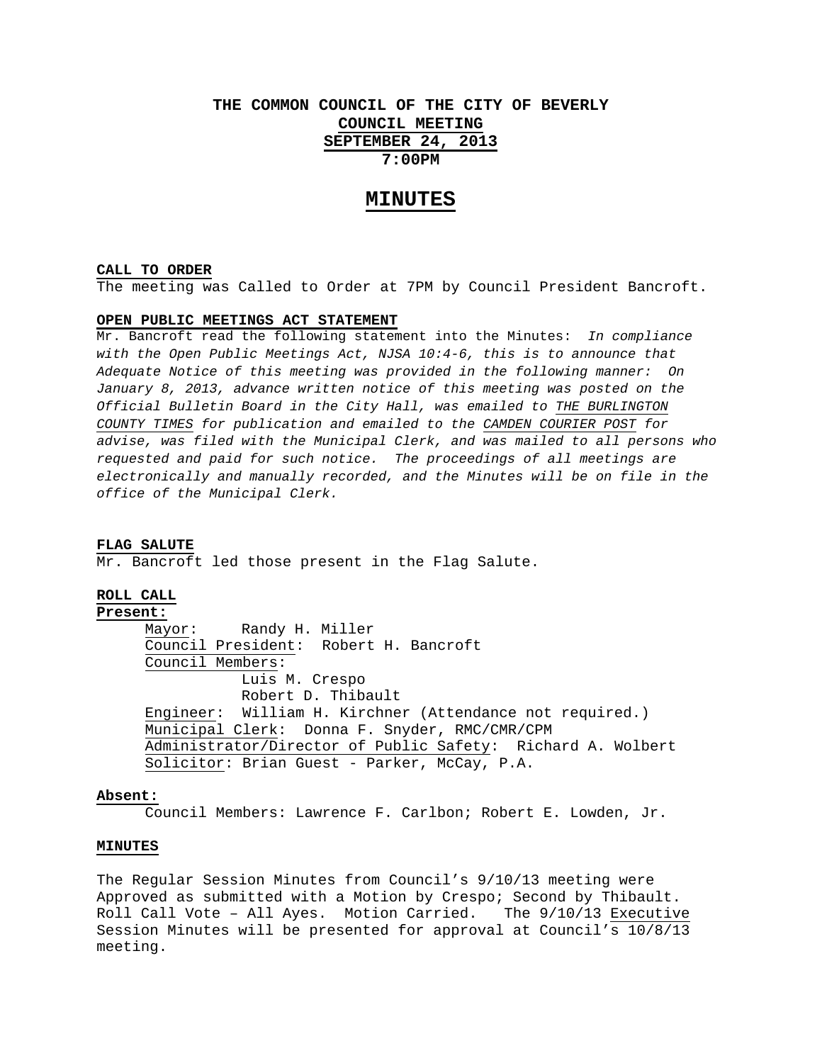# THE COMMON COUNCIL OF THE CITY OF BEVERLY
## COUNCIL MEETING
## SEPTEMBER 24, 2013
## 7:00PM

# MINUTES

**CALL TO ORDER**

The meeting was Called to Order at 7PM by Council President Bancroft.

**OPEN PUBLIC MEETINGS ACT STATEMENT**

Mr. Bancroft read the following statement into the Minutes: *In compliance with the Open Public Meetings Act, NJSA 10:4-6, this is to announce that Adequate Notice of this meeting was provided in the following manner: On January 8, 2013, advance written notice of this meeting was posted on the Official Bulletin Board in the City Hall, was emailed to THE BURLINGTON COUNTY TIMES for publication and emailed to the CAMDEN COURIER POST for advise, was filed with the Municipal Clerk, and was mailed to all persons who requested and paid for such notice. The proceedings of all meetings are electronically and manually recorded, and the Minutes will be on file in the office of the Municipal Clerk.*

**FLAG SALUTE**

Mr. Bancroft led those present in the Flag Salute.

**ROLL CALL**

**Present:**

Mayor: Randy H. Miller
Council President: Robert H. Bancroft
Council Members:
Luis M. Crespo
Robert D. Thibault
Engineer: William H. Kirchner (Attendance not required.)
Municipal Clerk: Donna F. Snyder, RMC/CMR/CPM
Administrator/Director of Public Safety: Richard A. Wolbert
Solicitor: Brian Guest - Parker, McCay, P.A.

**Absent:**

Council Members: Lawrence F. Carlbon; Robert E. Lowden, Jr.

**MINUTES**

The Regular Session Minutes from Council's 9/10/13 meeting were Approved as submitted with a Motion by Crespo; Second by Thibault. Roll Call Vote – All Ayes. Motion Carried. The 9/10/13 Executive Session Minutes will be presented for approval at Council's 10/8/13 meeting.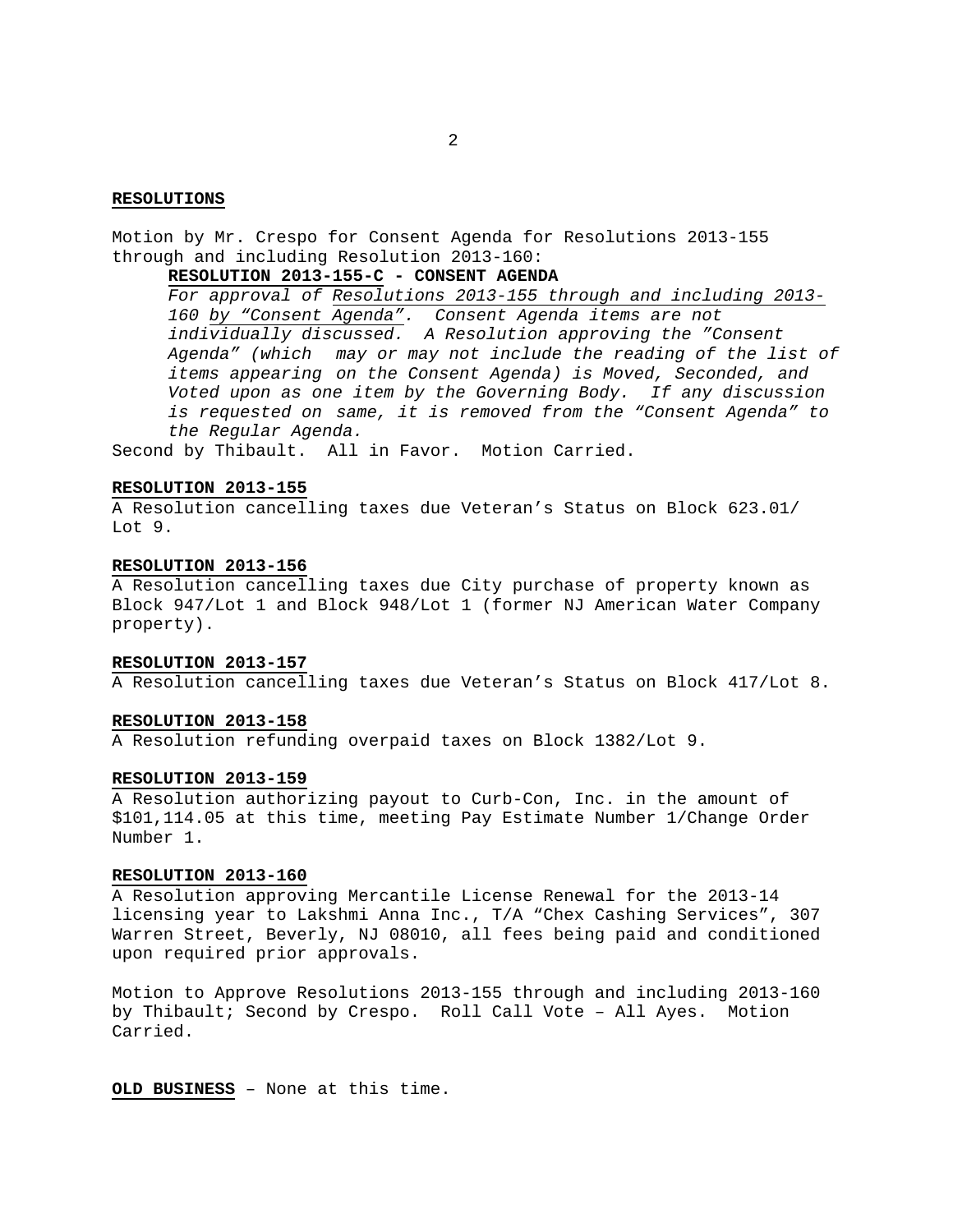**RESOLUTIONS**

Motion by Mr. Crespo for Consent Agenda for Resolutions 2013-155 through and including Resolution 2013-160:

**RESOLUTION 2013-155-C - CONSENT AGENDA**

*For approval of Resolutions 2013-155 through and including 2013-160 by "Consent Agenda". Consent Agenda items are not individually discussed. A Resolution approving the "Consent Agenda" (which may or may not include the reading of the list of items appearing on the Consent Agenda) is Moved, Seconded, and Voted upon as one item by the Governing Body. If any discussion is requested on same, it is removed from the "Consent Agenda" to the Regular Agenda.*

Second by Thibault. All in Favor. Motion Carried.

**RESOLUTION 2013-155**

A Resolution cancelling taxes due Veteran's Status on Block 623.01/ Lot 9.

**RESOLUTION 2013-156**

A Resolution cancelling taxes due City purchase of property known as Block 947/Lot 1 and Block 948/Lot 1 (former NJ American Water Company property).

**RESOLUTION 2013-157**

A Resolution cancelling taxes due Veteran's Status on Block 417/Lot 8.

**RESOLUTION 2013-158**

A Resolution refunding overpaid taxes on Block 1382/Lot 9.

**RESOLUTION 2013-159**

A Resolution authorizing payout to Curb-Con, Inc. in the amount of $101,114.05 at this time, meeting Pay Estimate Number 1/Change Order Number 1.

**RESOLUTION 2013-160**

A Resolution approving Mercantile License Renewal for the 2013-14 licensing year to Lakshmi Anna Inc., T/A "Chex Cashing Services", 307 Warren Street, Beverly, NJ 08010, all fees being paid and conditioned upon required prior approvals.

Motion to Approve Resolutions 2013-155 through and including 2013-160 by Thibault; Second by Crespo. Roll Call Vote – All Ayes. Motion Carried.

**OLD BUSINESS** – None at this time.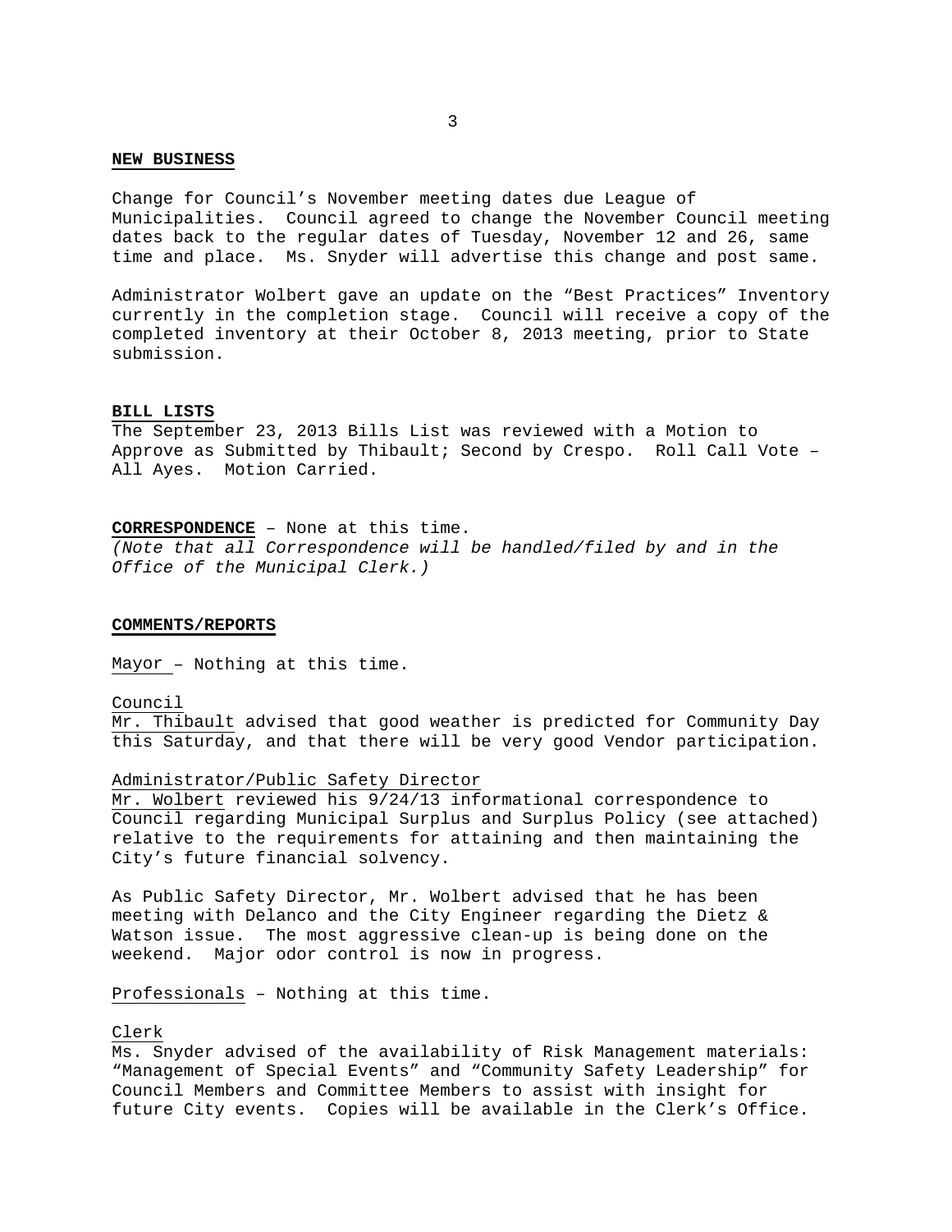## NEW BUSINESS

Change for Council's November meeting dates due League of Municipalities. Council agreed to change the November Council meeting dates back to the regular dates of Tuesday, November 12 and 26, same time and place. Ms. Snyder will advertise this change and post same.

Administrator Wolbert gave an update on the "Best Practices" Inventory currently in the completion stage. Council will receive a copy of the completed inventory at their October 8, 2013 meeting, prior to State submission.

## BILL LISTS

The September 23, 2013 Bills List was reviewed with a Motion to Approve as Submitted by Thibault; Second by Crespo. Roll Call Vote – All Ayes. Motion Carried.

**CORRESPONDENCE** – None at this time.
*(Note that all Correspondence will be handled/filed by and in the Office of the Municipal Clerk.)*

## COMMENTS/REPORTS

Mayor – Nothing at this time.

Council
Mr. Thibault advised that good weather is predicted for Community Day this Saturday, and that there will be very good Vendor participation.

Administrator/Public Safety Director
Mr. Wolbert reviewed his 9/24/13 informational correspondence to Council regarding Municipal Surplus and Surplus Policy (see attached) relative to the requirements for attaining and then maintaining the City's future financial solvency.

As Public Safety Director, Mr. Wolbert advised that he has been meeting with Delanco and the City Engineer regarding the Dietz & Watson issue. The most aggressive clean-up is being done on the weekend. Major odor control is now in progress.

Professionals – Nothing at this time.

Clerk
Ms. Snyder advised of the availability of Risk Management materials: "Management of Special Events" and "Community Safety Leadership" for Council Members and Committee Members to assist with insight for future City events. Copies will be available in the Clerk's Office.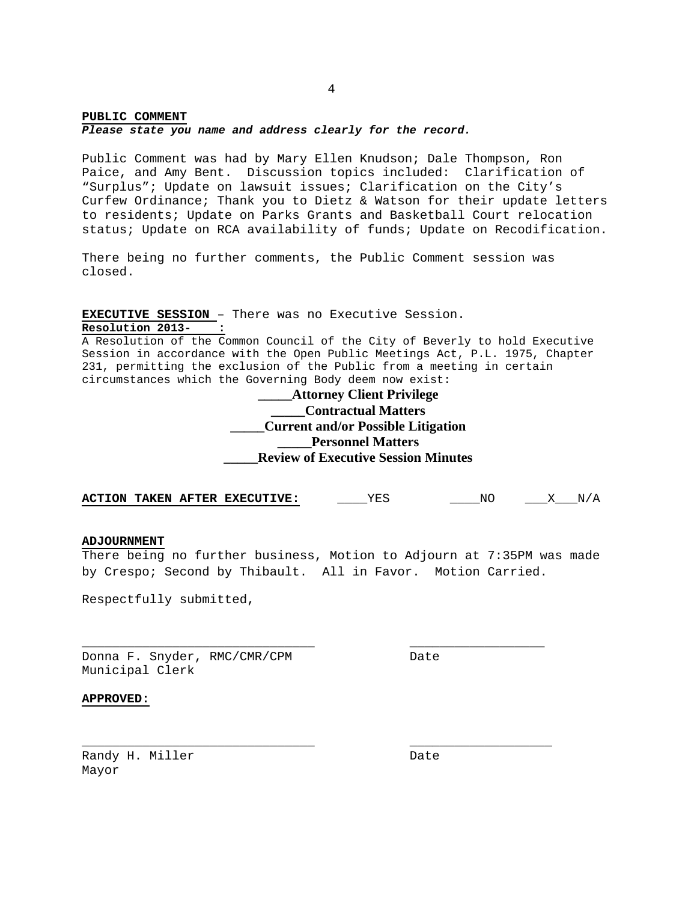**PUBLIC COMMENT**
***Please state you name and address clearly for the record.***

Public Comment was had by Mary Ellen Knudson; Dale Thompson, Ron Paice, and Amy Bent. Discussion topics included: Clarification of "Surplus"; Update on lawsuit issues; Clarification on the City's Curfew Ordinance; Thank you to Dietz & Watson for their update letters to residents; Update on Parks Grants and Basketball Court relocation status; Update on RCA availability of funds; Update on Recodification.

There being no further comments, the Public Comment session was closed.

**EXECUTIVE SESSION** – There was no Executive Session.
**Resolution 2013- :**
A Resolution of the Common Council of the City of Beverly to hold Executive Session in accordance with the Open Public Meetings Act, P.L. 1975, Chapter 231, permitting the exclusion of the Public from a meeting in certain circumstances which the Governing Body deem now exist:

**_____Attorney Client Privilege**
**_____Contractual Matters**
**_____Current and/or Possible Litigation**
**_____Personnel Matters**
**_____Review of Executive Session Minutes**

**ACTION TAKEN AFTER EXECUTIVE:** ____YES ____NO ___X___N/A

**ADJOURNMENT**
There being no further business, Motion to Adjourn at 7:35PM was made by Crespo; Second by Thibault. All in Favor. Motion Carried.

Respectfully submitted,

______________________________ ________________
Donna F. Snyder, RMC/CMR/CPM Date
Municipal Clerk

**APPROVED:**

______________________________ ________________
Randy H. Miller Date
Mayor